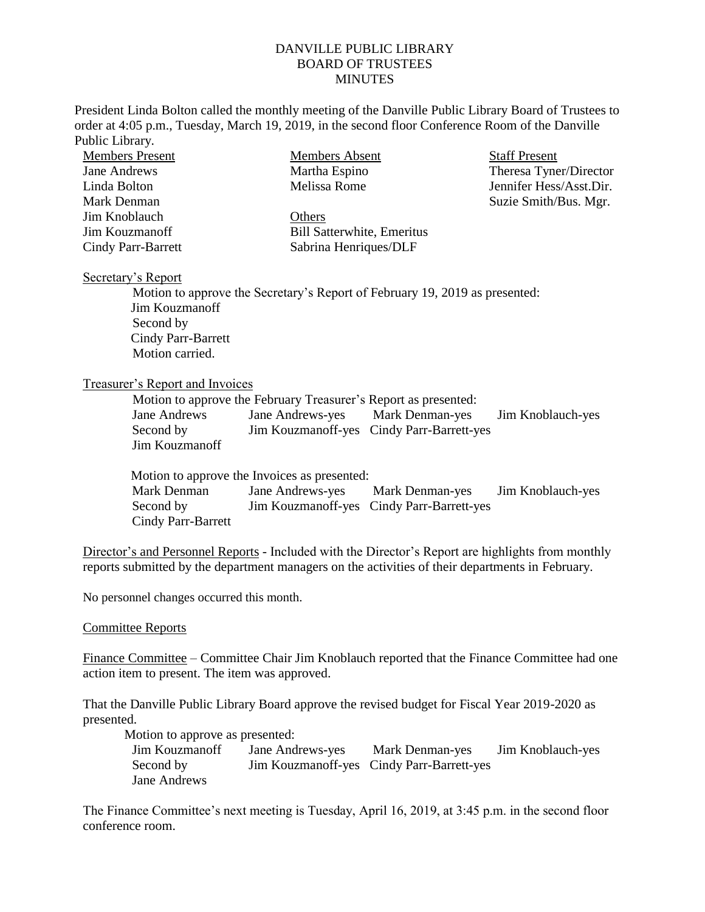# DANVILLE PUBLIC LIBRARY
## BOARD OF TRUSTEES
## MINUTES

President Linda Bolton called the monthly meeting of the Danville Public Library Board of Trustees to order at 4:05 p.m., Tuesday, March 19, 2019, in the second floor Conference Room of the Danville Public Library.

| Members Present | Members Absent | Staff Present |
|---|---|---|
| Jane Andrews | Martha Espino | Theresa Tyner/Director |
| Linda Bolton | Melissa Rome | Jennifer Hess/Asst.Dir. |
| Mark Denman | | Suzie Smith/Bus. Mgr. |
| Jim Knoblauch | Others | |
| Jim Kouzmanoff | Bill Satterwhite, Emeritus | |
| Cindy Parr-Barrett | Sabrina Henriques/DLF | |

Secretary's Report

Motion to approve the Secretary's Report of February 19, 2019 as presented:
Jim Kouzmanoff
Second by
Cindy Parr-Barrett
Motion carried.

Treasurer's Report and Invoices

Motion to approve the February Treasurer's Report as presented:

| | | | |
|---|---|---|---|
| Jane Andrews | Jane Andrews-yes | Mark Denman-yes | Jim Knoblauch-yes |
| Second by | Jim Kouzmanoff-yes | Cindy Parr-Barrett-yes | |
| Jim Kouzmanoff | | | |

Motion to approve the Invoices as presented:

| | | | |
|---|---|---|---|
| Mark Denman | Jane Andrews-yes | Mark Denman-yes | Jim Knoblauch-yes |
| Second by | Jim Kouzmanoff-yes | Cindy Parr-Barrett-yes | |
| Cindy Parr-Barrett | | | |

Director's and Personnel Reports - Included with the Director's Report are highlights from monthly reports submitted by the department managers on the activities of their departments in February.

No personnel changes occurred this month.

Committee Reports

Finance Committee – Committee Chair Jim Knoblauch reported that the Finance Committee had one action item to present. The item was approved.

That the Danville Public Library Board approve the revised budget for Fiscal Year 2019-2020 as presented.

Motion to approve as presented:

| | | | |
|---|---|---|---|
| Jim Kouzmanoff | Jane Andrews-yes | Mark Denman-yes | Jim Knoblauch-yes |
| Second by | Jim Kouzmanoff-yes | Cindy Parr-Barrett-yes | |
| Jane Andrews | | | |

The Finance Committee's next meeting is Tuesday, April 16, 2019, at 3:45 p.m. in the second floor conference room.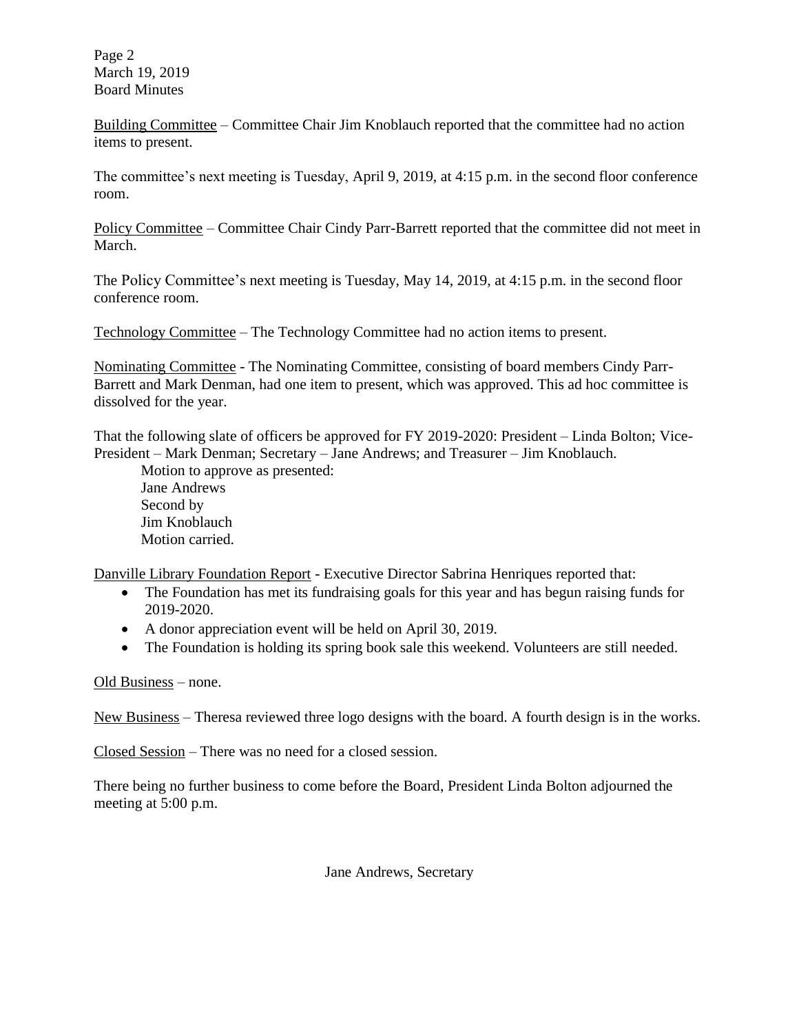Building Committee – Committee Chair Jim Knoblauch reported that the committee had no action items to present.

The committee's next meeting is Tuesday, April 9, 2019, at 4:15 p.m. in the second floor conference room.

Policy Committee – Committee Chair Cindy Parr-Barrett reported that the committee did not meet in March.

The Policy Committee's next meeting is Tuesday, May 14, 2019, at 4:15 p.m. in the second floor conference room.

Technology Committee – The Technology Committee had no action items to present.

Nominating Committee - The Nominating Committee, consisting of board members Cindy Parr-Barrett and Mark Denman, had one item to present, which was approved. This ad hoc committee is dissolved for the year.

That the following slate of officers be approved for FY 2019-2020: President – Linda Bolton; Vice-President – Mark Denman; Secretary – Jane Andrews; and Treasurer – Jim Knoblauch.

Motion to approve as presented:
Jane Andrews
Second by
Jim Knoblauch
Motion carried.

Danville Library Foundation Report - Executive Director Sabrina Henriques reported that:

- The Foundation has met its fundraising goals for this year and has begun raising funds for 2019-2020.
- A donor appreciation event will be held on April 30, 2019.
- The Foundation is holding its spring book sale this weekend. Volunteers are still needed.

Old Business – none.

New Business – Theresa reviewed three logo designs with the board. A fourth design is in the works.

Closed Session – There was no need for a closed session.

There being no further business to come before the Board, President Linda Bolton adjourned the meeting at 5:00 p.m.

Jane Andrews, Secretary